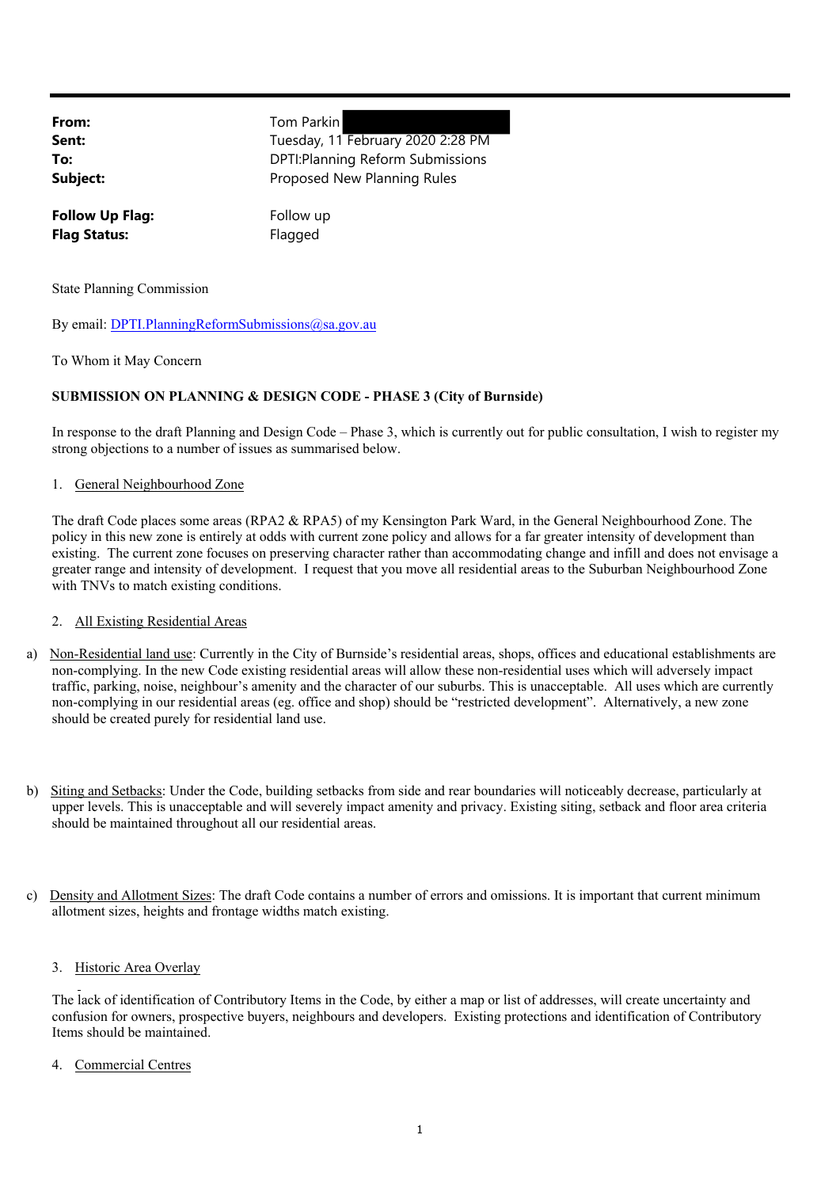| | |
|---|---|
| **From:** | Tom Parkin |
| **Sent:** | Tuesday, 11 February 2020 2:28 PM |
| **To:** | DPTI:Planning Reform Submissions |
| **Subject:** | Proposed New Planning Rules |
| **Follow Up Flag:** | Follow up |
| **Flag Status:** | Flagged |

State Planning Commission

By email: DPTI.PlanningReformSubmissions@sa.gov.au

To Whom it May Concern

**SUBMISSION ON PLANNING & DESIGN CODE - PHASE 3 (City of Burnside)**

In response to the draft Planning and Design Code – Phase 3, which is currently out for public consultation, I wish to register my strong objections to a number of issues as summarised below.

1. General Neighbourhood Zone

The draft Code places some areas (RPA2 & RPA5) of my Kensington Park Ward, in the General Neighbourhood Zone. The policy in this new zone is entirely at odds with current zone policy and allows for a far greater intensity of development than existing. The current zone focuses on preserving character rather than accommodating change and infill and does not envisage a greater range and intensity of development. I request that you move all residential areas to the Suburban Neighbourhood Zone with TNVs to match existing conditions.

2. All Existing Residential Areas

a) Non-Residential land use: Currently in the City of Burnside's residential areas, shops, offices and educational establishments are non-complying. In the new Code existing residential areas will allow these non-residential uses which will adversely impact traffic, parking, noise, neighbour's amenity and the character of our suburbs. This is unacceptable. All uses which are currently non-complying in our residential areas (eg. office and shop) should be "restricted development". Alternatively, a new zone should be created purely for residential land use.

b) Siting and Setbacks: Under the Code, building setbacks from side and rear boundaries will noticeably decrease, particularly at upper levels. This is unacceptable and will severely impact amenity and privacy. Existing siting, setback and floor area criteria should be maintained throughout all our residential areas.

c) Density and Allotment Sizes: The draft Code contains a number of errors and omissions. It is important that current minimum allotment sizes, heights and frontage widths match existing.

3. Historic Area Overlay

The lack of identification of Contributory Items in the Code, by either a map or list of addresses, will create uncertainty and confusion for owners, prospective buyers, neighbours and developers. Existing protections and identification of Contributory Items should be maintained.

4. Commercial Centres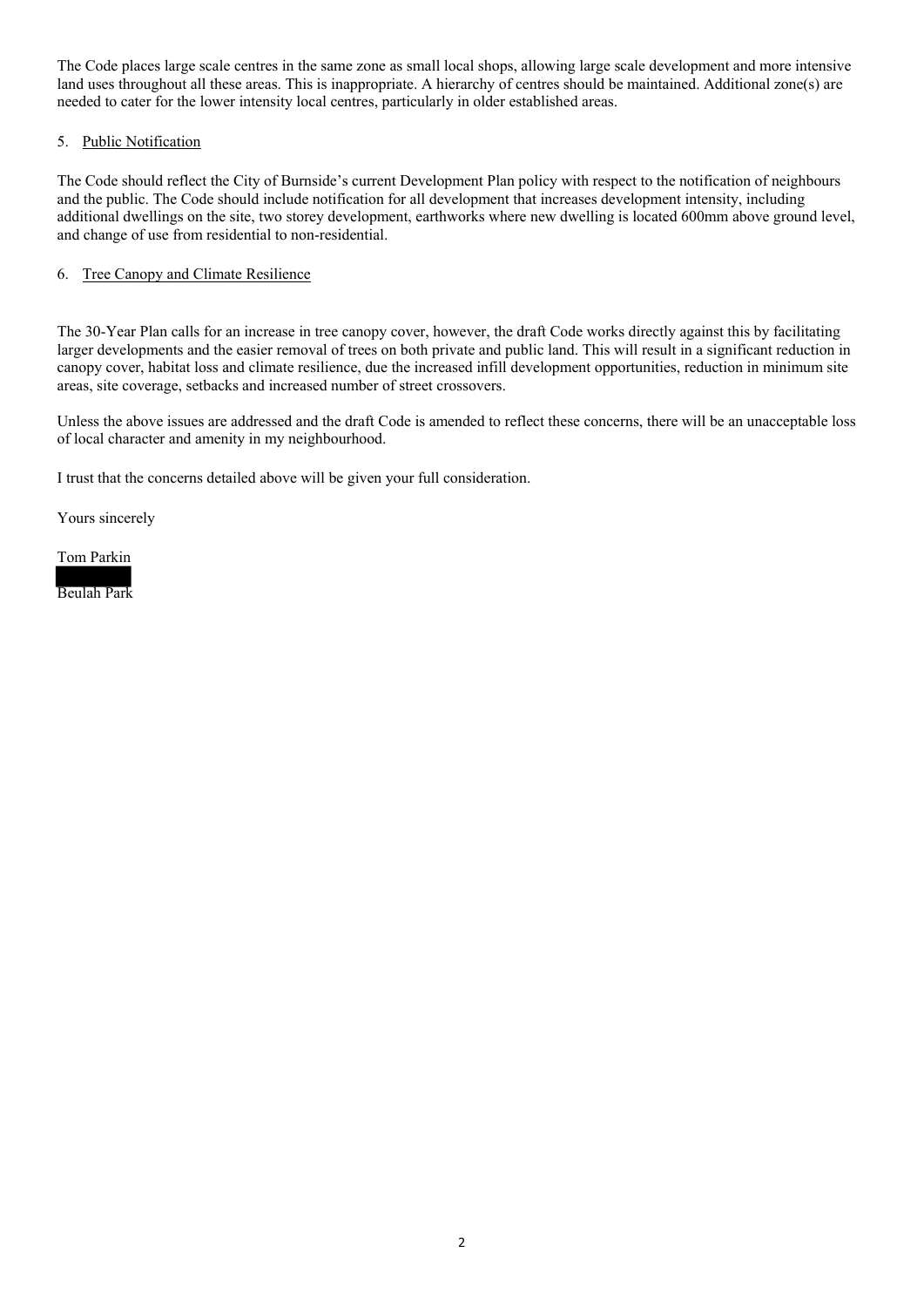The Code places large scale centres in the same zone as small local shops, allowing large scale development and more intensive land uses throughout all these areas. This is inappropriate. A hierarchy of centres should be maintained. Additional zone(s) are needed to cater for the lower intensity local centres, particularly in older established areas.

5. Public Notification

The Code should reflect the City of Burnside's current Development Plan policy with respect to the notification of neighbours and the public. The Code should include notification for all development that increases development intensity, including additional dwellings on the site, two storey development, earthworks where new dwelling is located 600mm above ground level, and change of use from residential to non-residential.

6. Tree Canopy and Climate Resilience

The 30-Year Plan calls for an increase in tree canopy cover, however, the draft Code works directly against this by facilitating larger developments and the easier removal of trees on both private and public land. This will result in a significant reduction in canopy cover, habitat loss and climate resilience, due the increased infill development opportunities, reduction in minimum site areas, site coverage, setbacks and increased number of street crossovers.

Unless the above issues are addressed and the draft Code is amended to reflect these concerns, there will be an unacceptable loss of local character and amenity in my neighbourhood.

I trust that the concerns detailed above will be given your full consideration.

Yours sincerely

Tom Parkin

Beulah Park